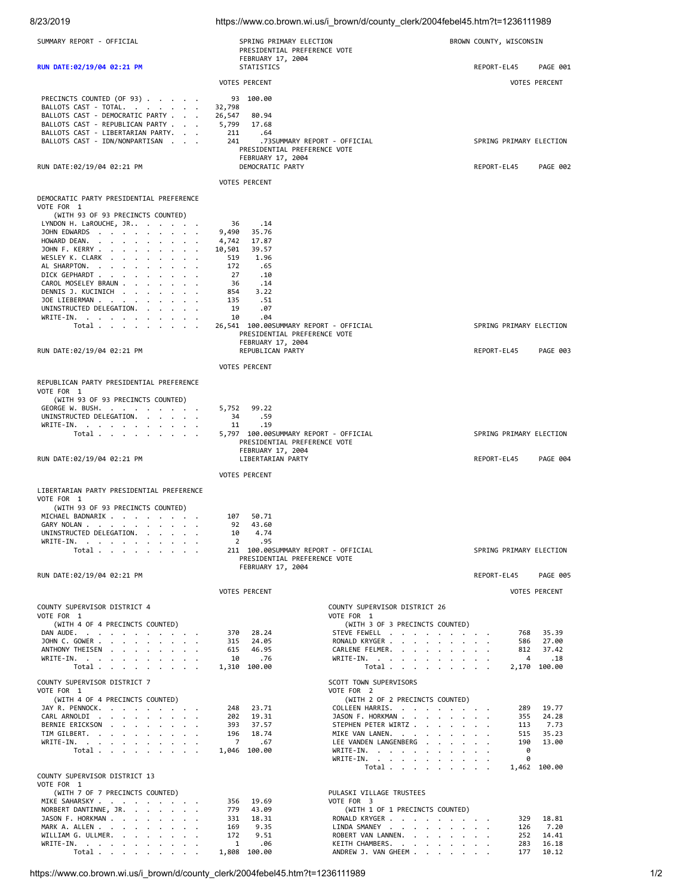SUMMARY REPORT - OFFICIAL

SPRING PRIMARY ELECTION
PRESIDENTIAL PREFERENCE VOTE
FEBRUARY 17, 2004
STATISTICS

BROWN COUNTY, WISCONSIN

RUN DATE:02/19/04 02:21 PM

REPORT-EL45 PAGE 001

| | VOTES | PERCENT |
|---|---|---|
| PRECINCTS COUNTED (OF 93) | 93 | 100.00 |
| BALLOTS CAST - TOTAL. | 32,798 | |
| BALLOTS CAST - DEMOCRATIC PARTY | 26,547 | 80.94 |
| BALLOTS CAST - REPUBLICAN PARTY | 5,799 | 17.68 |
| BALLOTS CAST - LIBERTARIAN PARTY. | 211 | .64 |
| BALLOTS CAST - IDN/NONPARTISAN | 241 | .73 |

SUMMARY REPORT - OFFICIAL

SPRING PRIMARY ELECTION
PRESIDENTIAL PREFERENCE VOTE
FEBRUARY 17, 2004
DEMOCRATIC PARTY

RUN DATE:02/19/04 02:21 PM

REPORT-EL45 PAGE 002

DEMOCRATIC PARTY PRESIDENTIAL PREFERENCE
VOTE FOR 1
(WITH 93 OF 93 PRECINCTS COUNTED)

| | VOTES | PERCENT |
|---|---|---|
| LYNDON H. LaROUCHE, JR.. | 36 | .14 |
| JOHN EDWARDS | 9,490 | 35.76 |
| HOWARD DEAN. | 4,742 | 17.87 |
| JOHN F. KERRY | 10,501 | 39.57 |
| WESLEY K. CLARK | 519 | 1.96 |
| AL SHARPTON. | 172 | .65 |
| DICK GEPHARDT | 27 | .10 |
| CAROL MOSELEY BRAUN | 36 | .14 |
| DENNIS J. KUCINICH | 854 | 3.22 |
| JOE LIEBERMAN | 135 | .51 |
| UNINSTRUCTED DELEGATION. | 19 | .07 |
| WRITE-IN. | 10 | .04 |
| Total | 26,541 | 100.00 |

SUMMARY REPORT - OFFICIAL

SPRING PRIMARY ELECTION
PRESIDENTIAL PREFERENCE VOTE
FEBRUARY 17, 2004
REPUBLICAN PARTY

RUN DATE:02/19/04 02:21 PM

REPORT-EL45 PAGE 003

REPUBLICAN PARTY PRESIDENTIAL PREFERENCE
VOTE FOR 1
(WITH 93 OF 93 PRECINCTS COUNTED)

| | VOTES | PERCENT |
|---|---|---|
| GEORGE W. BUSH. | 5,752 | 99.22 |
| UNINSTRUCTED DELEGATION. | 34 | .59 |
| WRITE-IN. | 11 | .19 |
| Total | 5,797 | 100.00 |

SUMMARY REPORT - OFFICIAL

SPRING PRIMARY ELECTION
PRESIDENTIAL PREFERENCE VOTE
FEBRUARY 17, 2004
LIBERTARIAN PARTY

RUN DATE:02/19/04 02:21 PM

REPORT-EL45 PAGE 004

LIBERTARIAN PARTY PRESIDENTIAL PREFERENCE
VOTE FOR 1
(WITH 93 OF 93 PRECINCTS COUNTED)

| | VOTES | PERCENT |
|---|---|---|
| MICHAEL BADNARIK | 107 | 50.71 |
| GARY NOLAN | 92 | 43.60 |
| UNINSTRUCTED DELEGATION. | 10 | 4.74 |
| WRITE-IN. | 2 | .95 |
| Total | 211 | 100.00 |

SUMMARY REPORT - OFFICIAL

SPRING PRIMARY ELECTION
PRESIDENTIAL PREFERENCE VOTE
FEBRUARY 17, 2004

RUN DATE:02/19/04 02:21 PM

REPORT-EL45 PAGE 005

COUNTY SUPERVISOR DISTRICT 4
VOTE FOR 1
(WITH 4 OF 4 PRECINCTS COUNTED)

| | VOTES | PERCENT |
|---|---|---|
| DAN AUDE. | 370 | 28.24 |
| JOHN C. GOWER | 315 | 24.05 |
| ANTHONY THEISEN | 615 | 46.95 |
| WRITE-IN. | 10 | .76 |
| Total | 1,310 | 100.00 |

COUNTY SUPERVISOR DISTRICT 7
VOTE FOR 1
(WITH 4 OF 4 PRECINCTS COUNTED)

| | VOTES | PERCENT |
|---|---|---|
| JAY R. PENNOCK. | 248 | 23.71 |
| CARL ARNOLDI | 202 | 19.31 |
| BERNIE ERICKSON | 393 | 37.57 |
| TIM GILBERT. | 196 | 18.74 |
| WRITE-IN. | 7 | .67 |
| Total | 1,046 | 100.00 |

COUNTY SUPERVISOR DISTRICT 13
VOTE FOR 1
(WITH 7 OF 7 PRECINCTS COUNTED)

| | VOTES | PERCENT |
|---|---|---|
| MIKE SAHARSKY | 356 | 19.69 |
| NORBERT DANTINNE, JR. | 779 | 43.09 |
| JASON F. HORKMAN | 331 | 18.31 |
| MARK A. ALLEN | 169 | 9.35 |
| WILLIAM G. ULLMER. | 172 | 9.51 |
| WRITE-IN. | 1 | .06 |
| Total | 1,808 | 100.00 |

COUNTY SUPERVISOR DISTRICT 26
VOTE FOR 1
(WITH 3 OF 3 PRECINCTS COUNTED)

| | VOTES | PERCENT |
|---|---|---|
| STEVE FEWELL | 768 | 35.39 |
| RONALD KRYGER | 586 | 27.00 |
| CARLENE FELMER. | 812 | 37.42 |
| WRITE-IN. | 4 | .18 |
| Total | 2,170 | 100.00 |

SCOTT TOWN SUPERVISORS
VOTE FOR 2
(WITH 2 OF 2 PRECINCTS COUNTED)

| | VOTES | PERCENT |
|---|---|---|
| COLLEEN HARRIS. | 289 | 19.77 |
| JASON F. HORKMAN | 355 | 24.28 |
| STEPHEN PETER WIRTZ | 113 | 7.73 |
| MIKE VAN LANEN. | 515 | 35.23 |
| LEE VANDEN LANGENBERG | 190 | 13.00 |
| WRITE-IN. | 0 | |
| WRITE-IN. | 0 | |
| Total | 1,462 | 100.00 |

PULASKI VILLAGE TRUSTEES
VOTE FOR 3
(WITH 1 OF 1 PRECINCTS COUNTED)

| | VOTES | PERCENT |
|---|---|---|
| RONALD KRYGER | 329 | 18.81 |
| LINDA SMANEY | 126 | 7.20 |
| ROBERT VAN LANNEN. | 252 | 14.41 |
| KEITH CHAMBERS. | 283 | 16.18 |
| ANDREW J. VAN GHEEM | 177 | 10.12 |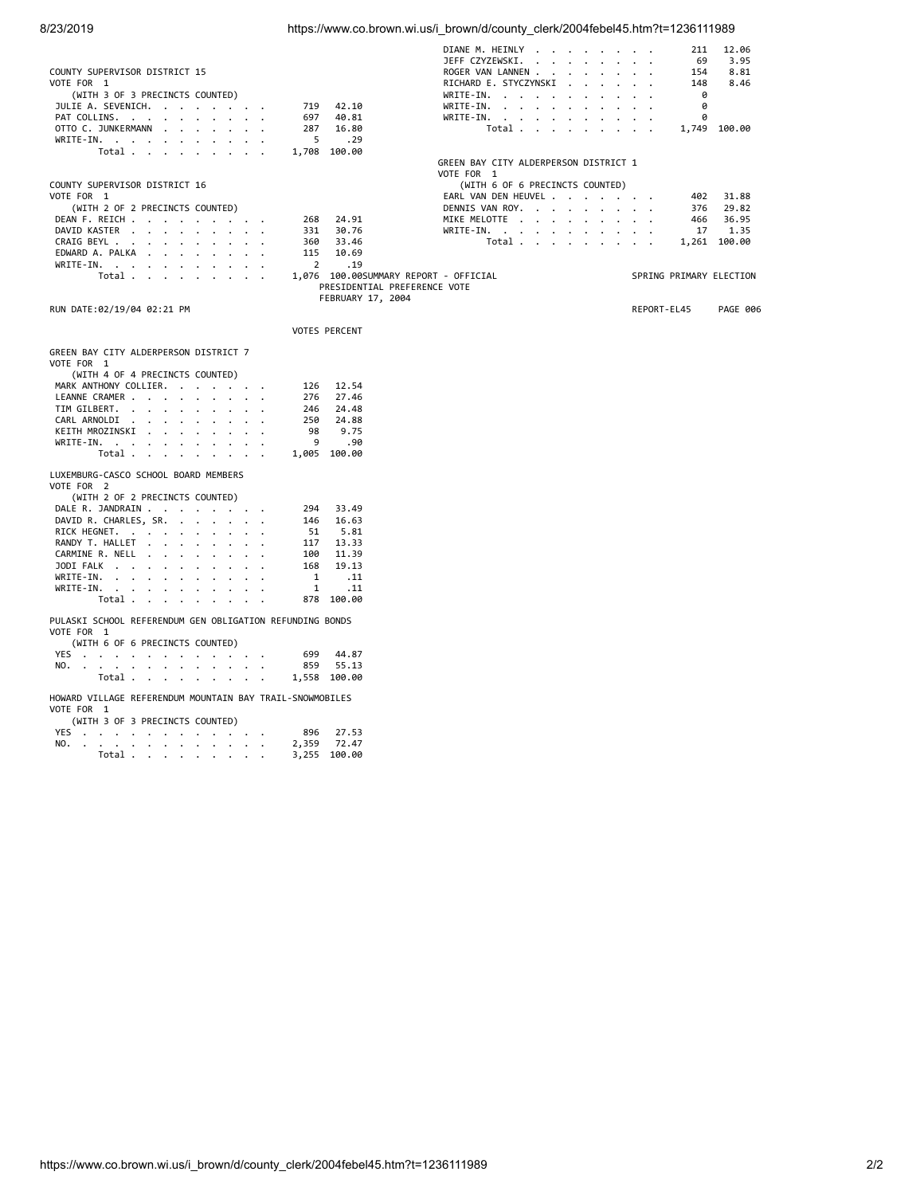## COUNTY SUPERVISOR DISTRICT 15

VOTE FOR 1
(WITH 3 OF 3 PRECINCTS COUNTED)

| | | |
|---|---|---|
| JULIE A. SEVENICH | 719 | 42.10 |
| PAT COLLINS | 697 | 40.81 |
| OTTO C. JUNKERMANN | 287 | 16.80 |
| WRITE-IN | 5 | .29 |
| Total | 1,708 | 100.00 |

## COUNTY SUPERVISOR DISTRICT 16

VOTE FOR 1
(WITH 2 OF 2 PRECINCTS COUNTED)

| | | |
|---|---|---|
| DEAN F. REICH | 268 | 24.91 |
| DAVID KASTER | 331 | 30.76 |
| CRAIG BEYL | 360 | 33.46 |
| EDWARD A. PALKA | 115 | 10.69 |
| WRITE-IN | 2 | .19 |
| Total | 1,076 | 100.00 |

| | | |
|---|---|---|
| DIANE M. HEINLY | 211 | 12.06 |
| JEFF CZYZEWSKI | 69 | 3.95 |
| ROGER VAN LANNEN | 154 | 8.81 |
| RICHARD E. STYCZYNSKI | 148 | 8.46 |
| WRITE-IN | 0 | |
| WRITE-IN | 0 | |
| WRITE-IN | 0 | |
| Total | 1,749 | 100.00 |

## GREEN BAY CITY ALDERPERSON DISTRICT 1

VOTE FOR 1
(WITH 6 OF 6 PRECINCTS COUNTED)

| | | |
|---|---|---|
| EARL VAN DEN HEUVEL | 402 | 31.88 |
| DENNIS VAN ROY | 376 | 29.82 |
| MIKE MELOTTE | 466 | 36.95 |
| WRITE-IN | 17 | 1.35 |
| Total | 1,261 | 100.00 |

SUMMARY REPORT - OFFICIAL
PRESIDENTIAL PREFERENCE VOTE
FEBRUARY 17, 2004

SPRING PRIMARY ELECTION

RUN DATE:02/19/04 02:21 PM

REPORT-EL45 PAGE 006

VOTES PERCENT

## GREEN BAY CITY ALDERPERSON DISTRICT 7

VOTE FOR 1
(WITH 4 OF 4 PRECINCTS COUNTED)

| | | |
|---|---|---|
| MARK ANTHONY COLLIER | 126 | 12.54 |
| LEANNE CRAMER | 276 | 27.46 |
| TIM GILBERT | 246 | 24.48 |
| CARL ARNOLDI | 250 | 24.88 |
| KEITH MROZINSKI | 98 | 9.75 |
| WRITE-IN | 9 | .90 |
| Total | 1,005 | 100.00 |

## LUXEMBURG-CASCO SCHOOL BOARD MEMBERS

VOTE FOR 2
(WITH 2 OF 2 PRECINCTS COUNTED)

| | | |
|---|---|---|
| DALE R. JANDRAIN | 294 | 33.49 |
| DAVID R. CHARLES, SR. | 146 | 16.63 |
| RICK HEGNET | 51 | 5.81 |
| RANDY T. HALLET | 117 | 13.33 |
| CARMINE R. NELL | 100 | 11.39 |
| JODI FALK | 168 | 19.13 |
| WRITE-IN | 1 | .11 |
| WRITE-IN | 1 | .11 |
| Total | 878 | 100.00 |

## PULASKI SCHOOL REFERENDUM GEN OBLIGATION REFUNDING BONDS

VOTE FOR 1
(WITH 6 OF 6 PRECINCTS COUNTED)

| | | |
|---|---|---|
| YES | 699 | 44.87 |
| NO | 859 | 55.13 |
| Total | 1,558 | 100.00 |

## HOWARD VILLAGE REFERENDUM MOUNTAIN BAY TRAIL-SNOWMOBILES

VOTE FOR 1
(WITH 3 OF 3 PRECINCTS COUNTED)

| | | |
|---|---|---|
| YES | 896 | 27.53 |
| NO | 2,359 | 72.47 |
| Total | 3,255 | 100.00 |